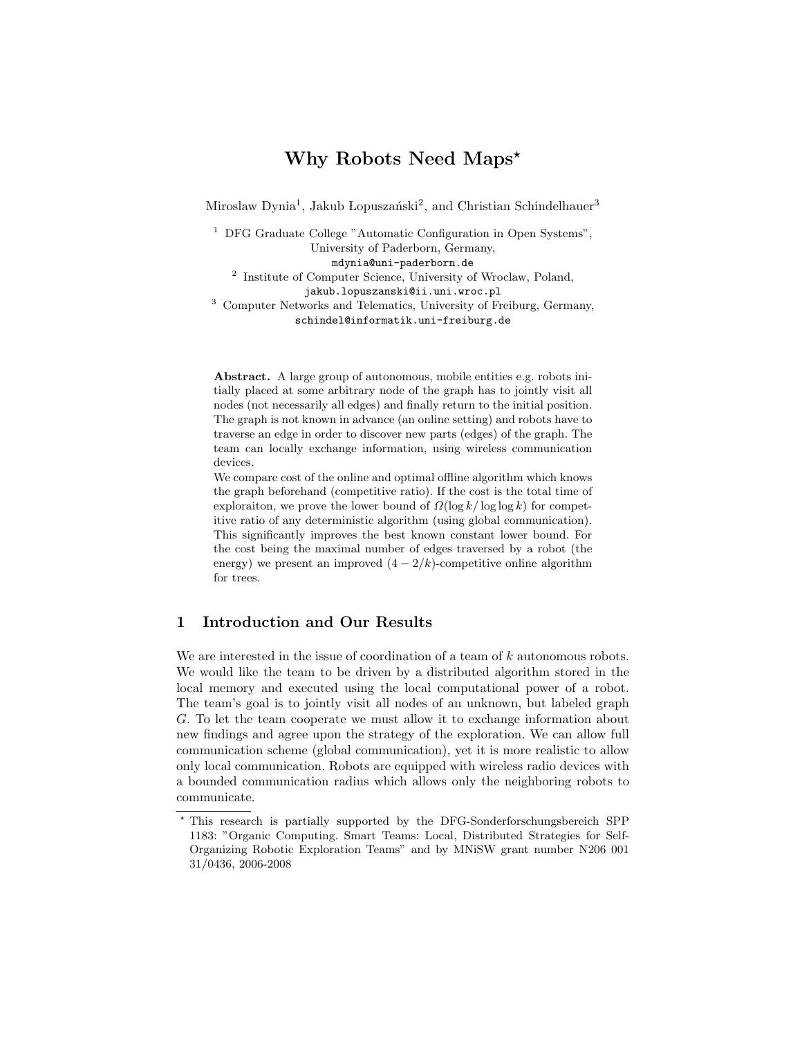# Why Robots Need Maps*

Miroslaw Dynia[1], Jakub Łopuszański[2], and Christian Schindelhauer[3]

[1] DFG Graduate College "Automatic Configuration in Open Systems", University of Paderborn, Germany, 
mdynia@uni-paderborn.de

[2] Institute of Computer Science, University of Wroclaw, Poland, 
jakub.lopuszanski@ii.uni.wroc.pl

[3] Computer Networks and Telematics, University of Freiburg, Germany, 
schindel@informatik.uni-freiburg.de

**Abstract.** A large group of autonomous, mobile entities e.g. robots initially placed at some arbitrary node of the graph has to jointly visit all nodes (not necessarily all edges) and finally return to the initial position. The graph is not known in advance (an online setting) and robots have to traverse an edge in order to discover new parts (edges) of the graph. The team can locally exchange information, using wireless communication devices.

We compare cost of the online and optimal offline algorithm which knows the graph beforehand (competitive ratio). If the cost is the total time of exploraiton, we prove the lower bound of $\Omega(\log k/\log\log k)$ for competitive ratio of any deterministic algorithm (using global communication). This significantly improves the best known constant lower bound. For the cost being the maximal number of edges traversed by a robot (the energy) we present an improved $(4-2/k)$-competitive online algorithm for trees.

## 1 Introduction and Our Results

We are interested in the issue of coordination of a team of $k$ autonomous robots. We would like the team to be driven by a distributed algorithm stored in the local memory and executed using the local computational power of a robot. The team's goal is to jointly visit all nodes of an unknown, but labeled graph $G$. To let the team cooperate we must allow it to exchange information about new findings and agree upon the strategy of the exploration. We can allow full communication scheme (global communication), yet it is more realistic to allow only local communication. Robots are equipped with wireless radio devices with a bounded communication radius which allows only the neighboring robots to communicate.

* This research is partially supported by the DFG-Sonderforschungsbereich SPP 1183: "Organic Computing. Smart Teams: Local, Distributed Strategies for Self-Organizing Robotic Exploration Teams" and by MNiSW grant number N206 001 31/0436, 2006-2008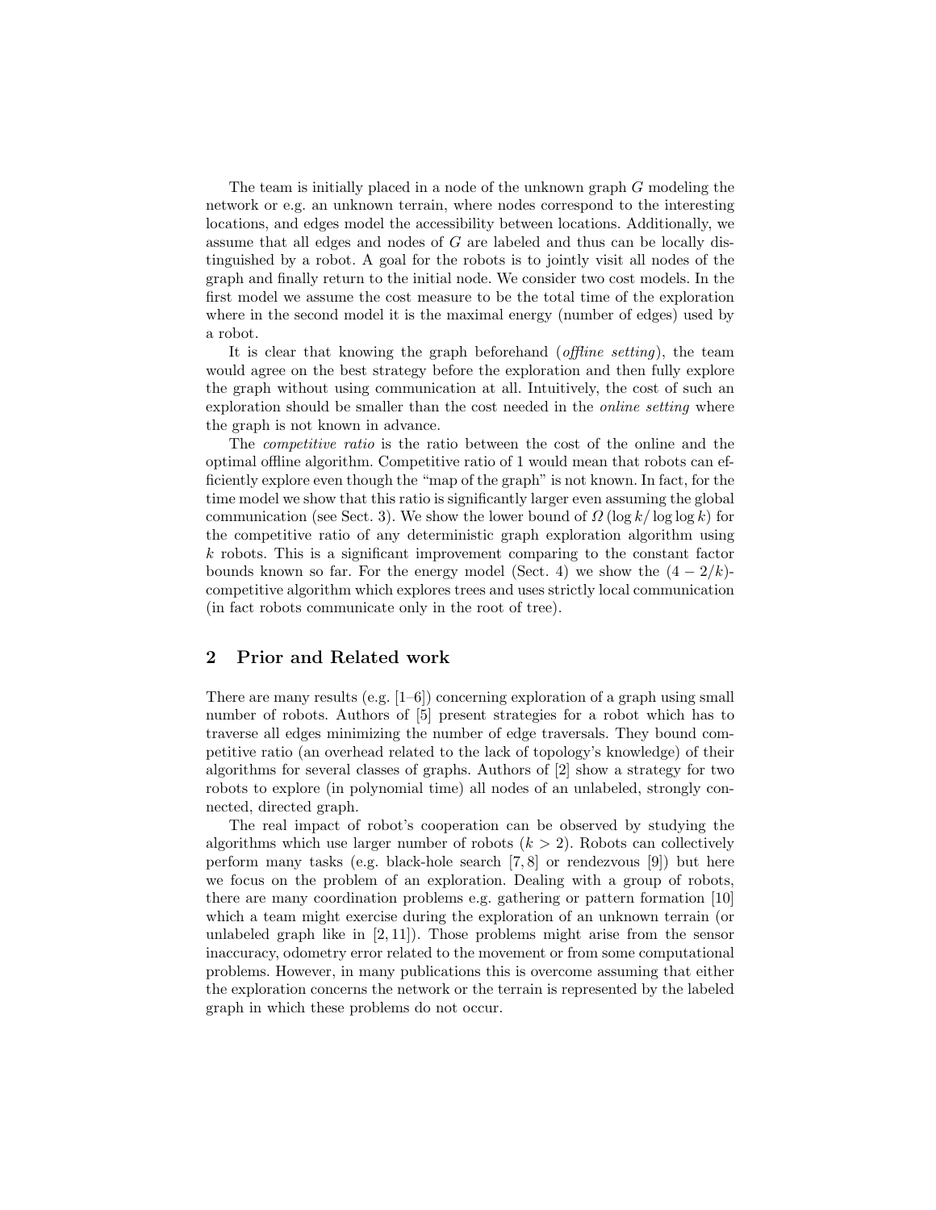The team is initially placed in a node of the unknown graph $G$ modeling the network or e.g. an unknown terrain, where nodes correspond to the interesting locations, and edges model the accessibility between locations. Additionally, we assume that all edges and nodes of $G$ are labeled and thus can be locally distinguished by a robot. A goal for the robots is to jointly visit all nodes of the graph and finally return to the initial node. We consider two cost models. In the first model we assume the cost measure to be the total time of the exploration where in the second model it is the maximal energy (number of edges) used by a robot.

It is clear that knowing the graph beforehand (*offline setting*), the team would agree on the best strategy before the exploration and then fully explore the graph without using communication at all. Intuitively, the cost of such an exploration should be smaller than the cost needed in the *online setting* where the graph is not known in advance.

The *competitive ratio* is the ratio between the cost of the online and the optimal offline algorithm. Competitive ratio of 1 would mean that robots can efficiently explore even though the "map of the graph" is not known. In fact, for the time model we show that this ratio is significantly larger even assuming the global communication (see Sect. 3). We show the lower bound of $\Omega(\log k/\log\log k)$ for the competitive ratio of any deterministic graph exploration algorithm using $k$ robots. This is a significant improvement comparing to the constant factor bounds known so far. For the energy model (Sect. 4) we show the $(4 - 2/k)$-competitive algorithm which explores trees and uses strictly local communication (in fact robots communicate only in the root of tree).

## 2 Prior and Related work

There are many results (e.g. [1–6]) concerning exploration of a graph using small number of robots. Authors of [5] present strategies for a robot which has to traverse all edges minimizing the number of edge traversals. They bound competitive ratio (an overhead related to the lack of topology's knowledge) of their algorithms for several classes of graphs. Authors of [2] show a strategy for two robots to explore (in polynomial time) all nodes of an unlabeled, strongly connected, directed graph.

The real impact of robot's cooperation can be observed by studying the algorithms which use larger number of robots ($k > 2$). Robots can collectively perform many tasks (e.g. black-hole search [7, 8] or rendezvous [9]) but here we focus on the problem of an exploration. Dealing with a group of robots, there are many coordination problems e.g. gathering or pattern formation [10] which a team might exercise during the exploration of an unknown terrain (or unlabeled graph like in [2, 11]). Those problems might arise from the sensor inaccuracy, odometry error related to the movement or from some computational problems. However, in many publications this is overcome assuming that either the exploration concerns the network or the terrain is represented by the labeled graph in which these problems do not occur.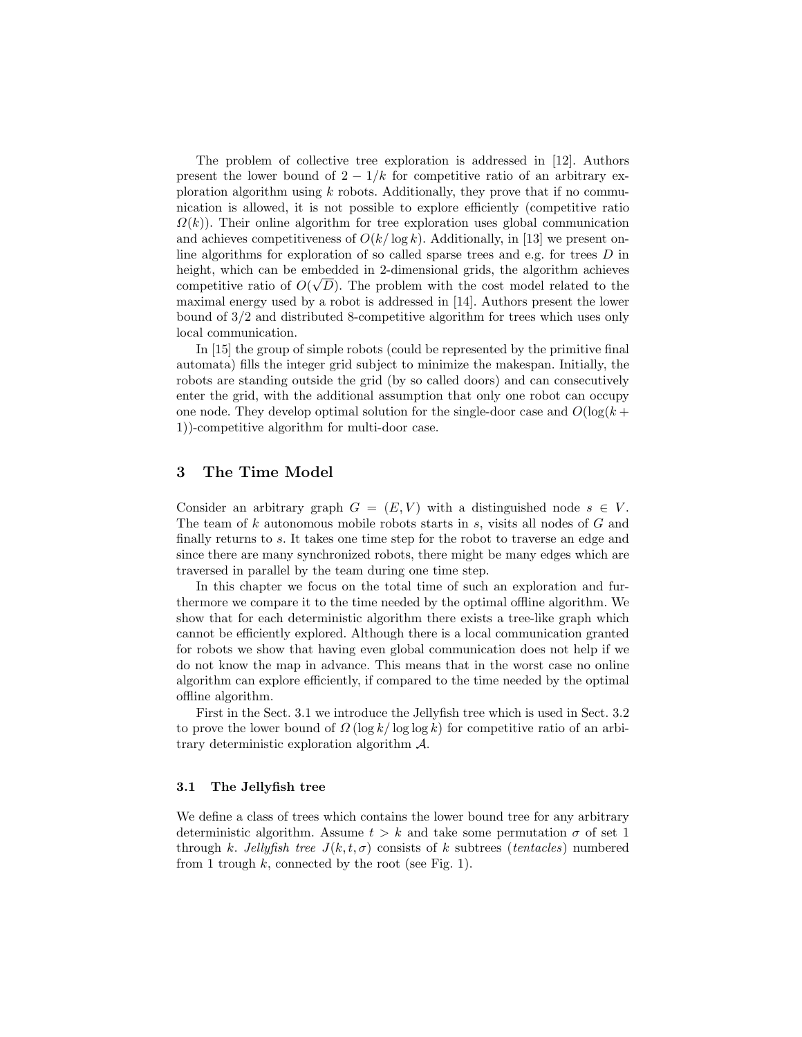The problem of collective tree exploration is addressed in [12]. Authors present the lower bound of $2 - 1/k$ for competitive ratio of an arbitrary exploration algorithm using $k$ robots. Additionally, they prove that if no communication is allowed, it is not possible to explore efficiently (competitive ratio $\Omega(k)$). Their online algorithm for tree exploration uses global communication and achieves competitiveness of $O(k/\log k)$. Additionally, in [13] we present online algorithms for exploration of so called sparse trees and e.g. for trees $D$ in height, which can be embedded in 2-dimensional grids, the algorithm achieves competitive ratio of $O(\sqrt{D})$. The problem with the cost model related to the maximal energy used by a robot is addressed in [14]. Authors present the lower bound of 3/2 and distributed 8-competitive algorithm for trees which uses only local communication.

In [15] the group of simple robots (could be represented by the primitive final automata) fills the integer grid subject to minimize the makespan. Initially, the robots are standing outside the grid (by so called doors) and can consecutively enter the grid, with the additional assumption that only one robot can occupy one node. They develop optimal solution for the single-door case and $O(\log(k+1))$-competitive algorithm for multi-door case.

## 3 The Time Model

Consider an arbitrary graph $G = (E, V)$ with a distinguished node $s \in V$. The team of $k$ autonomous mobile robots starts in $s$, visits all nodes of $G$ and finally returns to $s$. It takes one time step for the robot to traverse an edge and since there are many synchronized robots, there might be many edges which are traversed in parallel by the team during one time step.

In this chapter we focus on the total time of such an exploration and furthermore we compare it to the time needed by the optimal offline algorithm. We show that for each deterministic algorithm there exists a tree-like graph which cannot be efficiently explored. Although there is a local communication granted for robots we show that having even global communication does not help if we do not know the map in advance. This means that in the worst case no online algorithm can explore efficiently, if compared to the time needed by the optimal offline algorithm.

First in the Sect. 3.1 we introduce the Jellyfish tree which is used in Sect. 3.2 to prove the lower bound of $\Omega(\log k/\log\log k)$ for competitive ratio of an arbitrary deterministic exploration algorithm $\mathcal{A}$.

### 3.1 The Jellyfish tree

We define a class of trees which contains the lower bound tree for any arbitrary deterministic algorithm. Assume $t > k$ and take some permutation $\sigma$ of set 1 through $k$. *Jellyfish tree* $J(k, t, \sigma)$ consists of $k$ subtrees (*tentacles*) numbered from 1 trough $k$, connected by the root (see Fig. 1).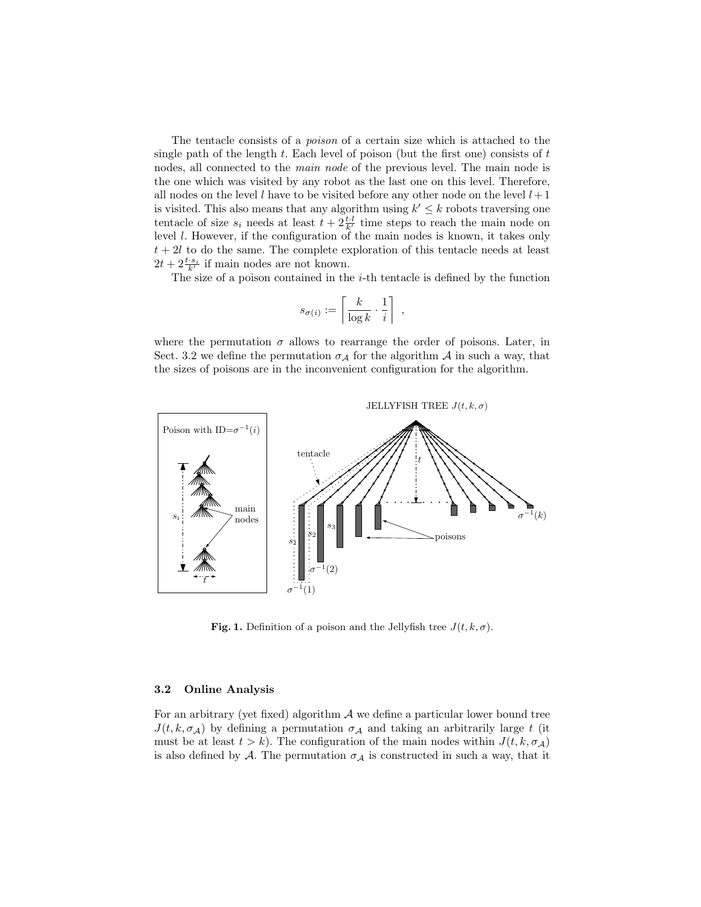The tentacle consists of a *poison* of a certain size which is attached to the single path of the length $t$. Each level of poison (but the first one) consists of $t$ nodes, all connected to the *main node* of the previous level. The main node is the one which was visited by any robot as the last one on this level. Therefore, all nodes on the level $l$ have to be visited before any other node on the level $l+1$ is visited. This also means that any algorithm using $k' \leq k$ robots traversing one tentacle of size $s_i$ needs at least $t + 2\frac{t \cdot l}{k'}$ time steps to reach the main node on level $l$. However, if the configuration of the main nodes is known, it takes only $t + 2l$ to do the same. The complete exploration of this tentacle needs at least $2t + 2\frac{t \cdot s_i}{k'}$ if main nodes are not known.

The size of a poison contained in the $i$-th tentacle is defined by the function

$$s_{\sigma(i)} := \left\lceil \frac{k}{\log k} \cdot \frac{1}{i} \right\rceil ,$$

where the permutation $\sigma$ allows to rearrange the order of poisons. Later, in Sect. 3.2 we define the permutation $\sigma_{\mathcal{A}}$ for the algorithm $\mathcal{A}$ in such a way, that the sizes of poisons are in the inconvenient configuration for the algorithm.

**Fig. 1.** Definition of a poison and the Jellyfish tree $J(t, k, \sigma)$.

### 3.2 Online Analysis

For an arbitrary (yet fixed) algorithm $\mathcal{A}$ we define a particular lower bound tree $J(t, k, \sigma_{\mathcal{A}})$ by defining a permutation $\sigma_{\mathcal{A}}$ and taking an arbitrarily large $t$ (it must be at least $t > k$). The configuration of the main nodes within $J(t, k, \sigma_{\mathcal{A}})$ is also defined by $\mathcal{A}$. The permutation $\sigma_{\mathcal{A}}$ is constructed in such a way, that it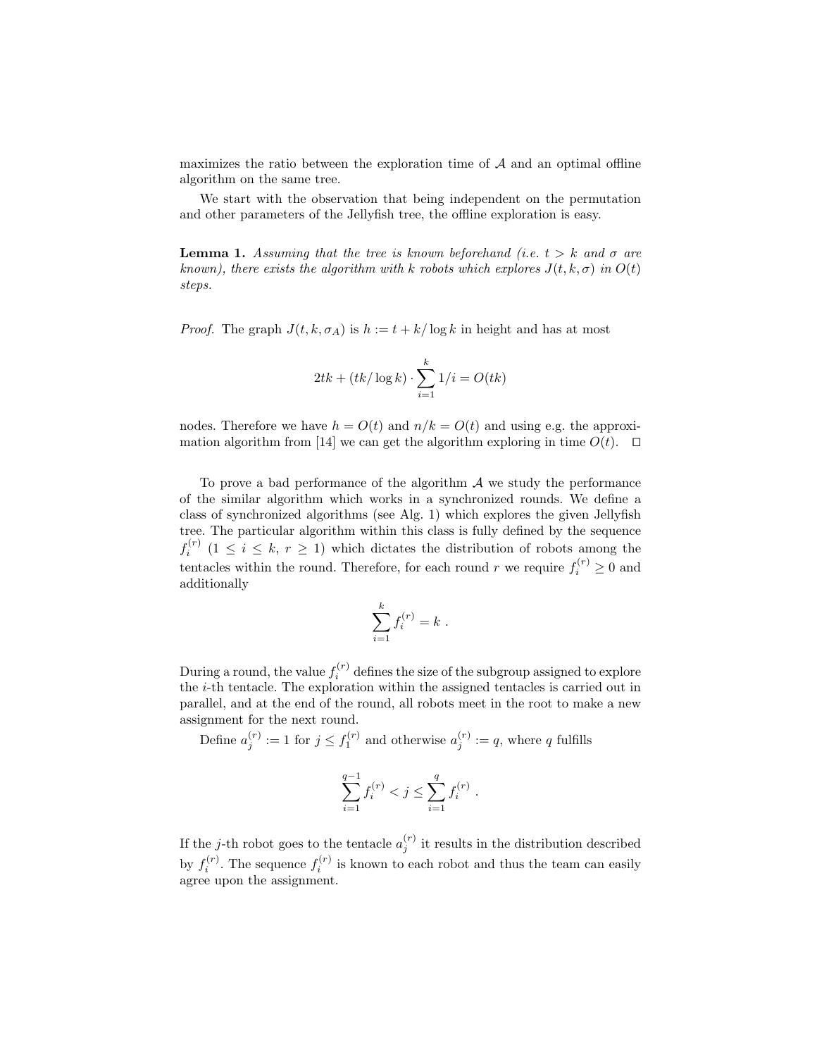maximizes the ratio between the exploration time of $\mathcal{A}$ and an optimal offline algorithm on the same tree.

We start with the observation that being independent on the permutation and other parameters of the Jellyfish tree, the offline exploration is easy.

**Lemma 1.** *Assuming that the tree is known beforehand (i.e. $t > k$ and $\sigma$ are known), there exists the algorithm with $k$ robots which explores $J(t, k, \sigma)$ in $O(t)$ steps.*

*Proof.* The graph $J(t, k, \sigma_A)$ is $h := t + k/\log k$ in height and has at most

$$2tk + (tk/\log k) \cdot \sum_{i=1}^{k} 1/i = O(tk)$$

nodes. Therefore we have $h = O(t)$ and $n/k = O(t)$ and using e.g. the approximation algorithm from [14] we can get the algorithm exploring in time $O(t)$. □

To prove a bad performance of the algorithm $\mathcal{A}$ we study the performance of the similar algorithm which works in a synchronized rounds. We define a class of synchronized algorithms (see Alg. 1) which explores the given Jellyfish tree. The particular algorithm within this class is fully defined by the sequence $f_i^{(r)}$ ($1 \le i \le k$, $r \ge 1$) which dictates the distribution of robots among the tentacles within the round. Therefore, for each round $r$ we require $f_i^{(r)} \ge 0$ and additionally

$$\sum_{i=1}^{k} f_i^{(r)} = k \ .$$

During a round, the value $f_i^{(r)}$ defines the size of the subgroup assigned to explore the $i$-th tentacle. The exploration within the assigned tentacles is carried out in parallel, and at the end of the round, all robots meet in the root to make a new assignment for the next round.

Define $a_j^{(r)} := 1$ for $j \le f_1^{(r)}$ and otherwise $a_j^{(r)} := q$, where $q$ fulfills

$$\sum_{i=1}^{q-1} f_i^{(r)} < j \le \sum_{i=1}^{q} f_i^{(r)} \ .$$

If the $j$-th robot goes to the tentacle $a_j^{(r)}$ it results in the distribution described by $f_i^{(r)}$. The sequence $f_i^{(r)}$ is known to each robot and thus the team can easily agree upon the assignment.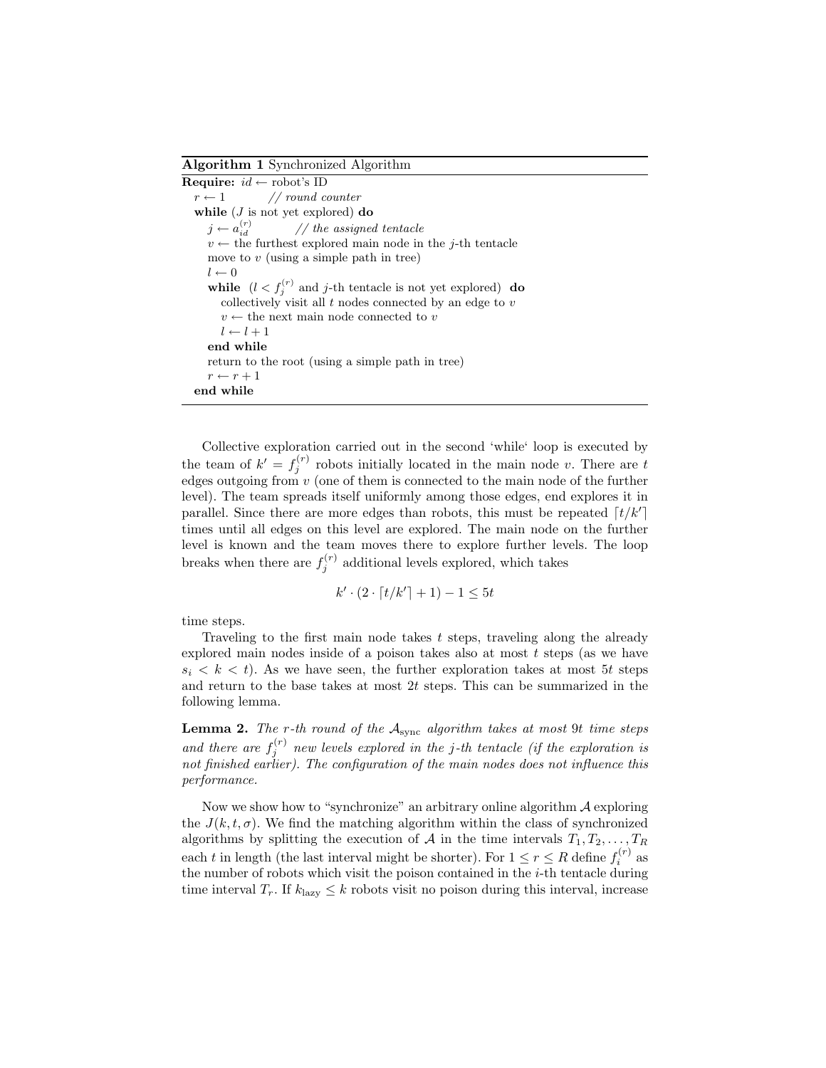**Algorithm 1** Synchronized Algorithm

```
Require: id ← robot's ID
  r ← 1          // round counter
  while (J is not yet explored) do
    j ← a_id^(r)          // the assigned tentacle
    v ← the furthest explored main node in the j-th tentacle
    move to v (using a simple path in tree)
    l ← 0
    while (l < f_j^(r) and j-th tentacle is not yet explored) do
      collectively visit all t nodes connected by an edge to v
      v ← the next main node connected to v
      l ← l + 1
    end while
    return to the root (using a simple path in tree)
    r ← r + 1
  end while
```

Collective exploration carried out in the second 'while' loop is executed by the team of $k' = f_j^{(r)}$ robots initially located in the main node $v$. There are $t$ edges outgoing from $v$ (one of them is connected to the main node of the further level). The team spreads itself uniformly among those edges, end explores it in parallel. Since there are more edges than robots, this must be repeated $\lceil t/k' \rceil$ times until all edges on this level are explored. The main node on the further level is known and the team moves there to explore further levels. The loop breaks when there are $f_j^{(r)}$ additional levels explored, which takes

$$k' \cdot (2 \cdot \lceil t/k' \rceil + 1) - 1 \leq 5t$$

time steps.

Traveling to the first main node takes $t$ steps, traveling along the already explored main nodes inside of a poison takes also at most $t$ steps (as we have $s_i < k < t$). As we have seen, the further exploration takes at most $5t$ steps and return to the base takes at most $2t$ steps. This can be summarized in the following lemma.

**Lemma 2.** *The $r$-th round of the $\mathcal{A}_{\text{sync}}$ algorithm takes at most $9t$ time steps and there are $f_j^{(r)}$ new levels explored in the $j$-th tentacle (if the exploration is not finished earlier). The configuration of the main nodes does not influence this performance.*

Now we show how to "synchronize" an arbitrary online algorithm $\mathcal{A}$ exploring the $J(k, t, \sigma)$. We find the matching algorithm within the class of synchronized algorithms by splitting the execution of $\mathcal{A}$ in the time intervals $T_1, T_2, \ldots, T_R$ each $t$ in length (the last interval might be shorter). For $1 \leq r \leq R$ define $f_i^{(r)}$ as the number of robots which visit the poison contained in the $i$-th tentacle during time interval $T_r$. If $k_{\text{lazy}} \leq k$ robots visit no poison during this interval, increase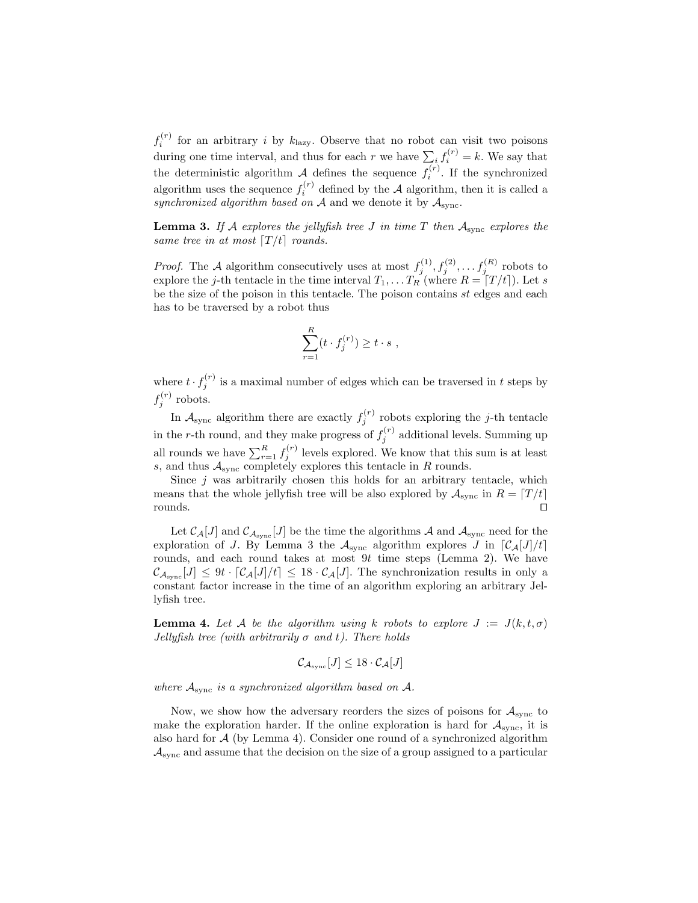$f_i^{(r)}$ for an arbitrary $i$ by $k_{\text{lazy}}$. Observe that no robot can visit two poisons during one time interval, and thus for each $r$ we have $\sum_i f_i^{(r)} = k$. We say that the deterministic algorithm $\mathcal{A}$ defines the sequence $f_i^{(r)}$. If the synchronized algorithm uses the sequence $f_i^{(r)}$ defined by the $\mathcal{A}$ algorithm, then it is called a *synchronized algorithm based on* $\mathcal{A}$ and we denote it by $\mathcal{A}_{\text{sync}}$.

**Lemma 3.** *If $\mathcal{A}$ explores the jellyfish tree $J$ in time $T$ then $\mathcal{A}_{\text{sync}}$ explores the same tree in at most $\lceil T/t \rceil$ rounds.*

*Proof.* The $\mathcal{A}$ algorithm consecutively uses at most $f_j^{(1)}, f_j^{(2)}, \ldots f_j^{(R)}$ robots to explore the $j$-th tentacle in the time interval $T_1, \ldots T_R$ (where $R = \lceil T/t \rceil$). Let $s$ be the size of the poison in this tentacle. The poison contains $st$ edges and each has to be traversed by a robot thus

$$\sum_{r=1}^{R} (t \cdot f_j^{(r)}) \geq t \cdot s \ ,$$

where $t \cdot f_j^{(r)}$ is a maximal number of edges which can be traversed in $t$ steps by $f_j^{(r)}$ robots.

In $\mathcal{A}_{\text{sync}}$ algorithm there are exactly $f_j^{(r)}$ robots exploring the $j$-th tentacle in the $r$-th round, and they make progress of $f_j^{(r)}$ additional levels. Summing up all rounds we have $\sum_{r=1}^{R} f_j^{(r)}$ levels explored. We know that this sum is at least $s$, and thus $\mathcal{A}_{\text{sync}}$ completely explores this tentacle in $R$ rounds.

Since $j$ was arbitrarily chosen this holds for an arbitrary tentacle, which means that the whole jellyfish tree will be also explored by $\mathcal{A}_{\text{sync}}$ in $R = \lceil T/t \rceil$ rounds. ☐

Let $\mathcal{C}_{\mathcal{A}}[J]$ and $\mathcal{C}_{\mathcal{A}_{\text{sync}}}[J]$ be the time the algorithms $\mathcal{A}$ and $\mathcal{A}_{\text{sync}}$ need for the exploration of $J$. By Lemma 3 the $\mathcal{A}_{\text{sync}}$ algorithm explores $J$ in $\lceil \mathcal{C}_{\mathcal{A}}[J]/t \rceil$ rounds, and each round takes at most $9t$ time steps (Lemma 2). We have $\mathcal{C}_{\mathcal{A}_{\text{sync}}}[J] \leq 9t \cdot \lceil \mathcal{C}_{\mathcal{A}}[J]/t \rceil \leq 18 \cdot \mathcal{C}_{\mathcal{A}}[J]$. The synchronization results in only a constant factor increase in the time of an algorithm exploring an arbitrary Jellyfish tree.

**Lemma 4.** *Let $\mathcal{A}$ be the algorithm using $k$ robots to explore $J := J(k, t, \sigma)$ Jellyfish tree (with arbitrarily $\sigma$ and $t$). There holds*

$$\mathcal{C}_{\mathcal{A}_{\text{sync}}}[J] \leq 18 \cdot \mathcal{C}_{\mathcal{A}}[J]$$

*where $\mathcal{A}_{\text{sync}}$ is a synchronized algorithm based on $\mathcal{A}$.*

Now, we show how the adversary reorders the sizes of poisons for $\mathcal{A}_{\text{sync}}$ to make the exploration harder. If the online exploration is hard for $\mathcal{A}_{\text{sync}}$, it is also hard for $\mathcal{A}$ (by Lemma 4). Consider one round of a synchronized algorithm $\mathcal{A}_{\text{sync}}$ and assume that the decision on the size of a group assigned to a particular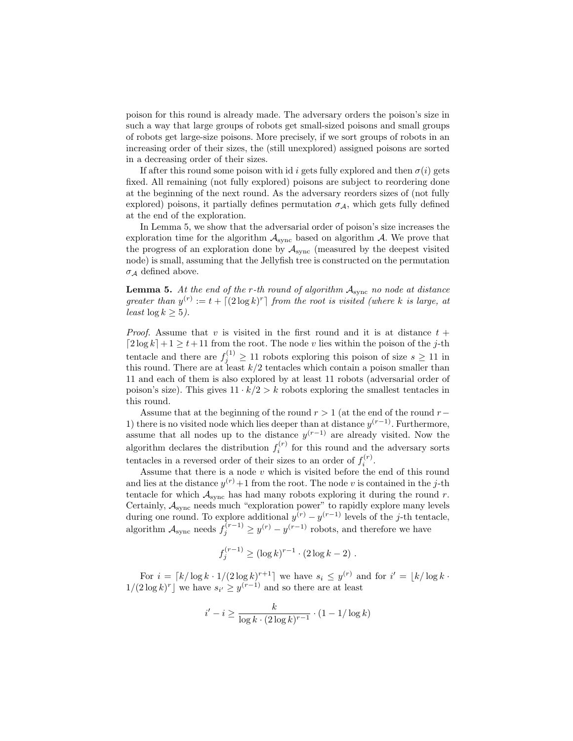poison for this round is already made. The adversary orders the poison's size in such a way that large groups of robots get small-sized poisons and small groups of robots get large-size poisons. More precisely, if we sort groups of robots in an increasing order of their sizes, the (still unexplored) assigned poisons are sorted in a decreasing order of their sizes.

If after this round some poison with id $i$ gets fully explored and then $\sigma(i)$ gets fixed. All remaining (not fully explored) poisons are subject to reordering done at the beginning of the next round. As the adversary reorders sizes of (not fully explored) poisons, it partially defines permutation $\sigma_{\mathcal{A}}$, which gets fully defined at the end of the exploration.

In Lemma 5, we show that the adversarial order of poison's size increases the exploration time for the algorithm $\mathcal{A}_{\text{sync}}$ based on algorithm $\mathcal{A}$. We prove that the progress of an exploration done by $\mathcal{A}_{\text{sync}}$ (measured by the deepest visited node) is small, assuming that the Jellyfish tree is constructed on the permutation $\sigma_{\mathcal{A}}$ defined above.

**Lemma 5.** *At the end of the $r$-th round of algorithm $\mathcal{A}_{\text{sync}}$ no node at distance greater than $y^{(r)} := t + \lceil (2\log k)^r \rceil$ from the root is visited (where $k$ is large, at least $\log k \geq 5$).*

*Proof.* Assume that $v$ is visited in the first round and it is at distance $t + \lceil 2\log k \rceil + 1 \geq t + 11$ from the root. The node $v$ lies within the poison of the $j$-th tentacle and there are $f_j^{(1)} \geq 11$ robots exploring this poison of size $s \geq 11$ in this round. There are at least $k/2$ tentacles which contain a poison smaller than 11 and each of them is also explored by at least 11 robots (adversarial order of poison's size). This gives $11 \cdot k/2 > k$ robots exploring the smallest tentacles in this round.

Assume that at the beginning of the round $r > 1$ (at the end of the round $r-1$) there is no visited node which lies deeper than at distance $y^{(r-1)}$. Furthermore, assume that all nodes up to the distance $y^{(r-1)}$ are already visited. Now the algorithm declares the distribution $f_i^{(r)}$ for this round and the adversary sorts tentacles in a reversed order of their sizes to an order of $f_i^{(r)}$.

Assume that there is a node $v$ which is visited before the end of this round and lies at the distance $y^{(r)}+1$ from the root. The node $v$ is contained in the $j$-th tentacle for which $\mathcal{A}_{\text{sync}}$ has had many robots exploring it during the round $r$. Certainly, $\mathcal{A}_{\text{sync}}$ needs much "exploration power" to rapidly explore many levels during one round. To explore additional $y^{(r)} - y^{(r-1)}$ levels of the $j$-th tentacle, algorithm $\mathcal{A}_{\text{sync}}$ needs $f_j^{(r-1)} \geq y^{(r)} - y^{(r-1)}$ robots, and therefore we have

$$f_j^{(r-1)} \geq (\log k)^{r-1} \cdot (2\log k - 2) \; .$$

For $i = \lceil k/\log k \cdot 1/(2\log k)^{r+1} \rceil$ we have $s_i \leq y^{(r)}$ and for $i' = \lfloor k/\log k \cdot 1/(2\log k)^r \rfloor$ we have $s_{i'} \geq y^{(r-1)}$ and so there are at least

$$i' - i \geq \frac{k}{\log k \cdot (2\log k)^{r-1}} \cdot (1 - 1/\log k)$$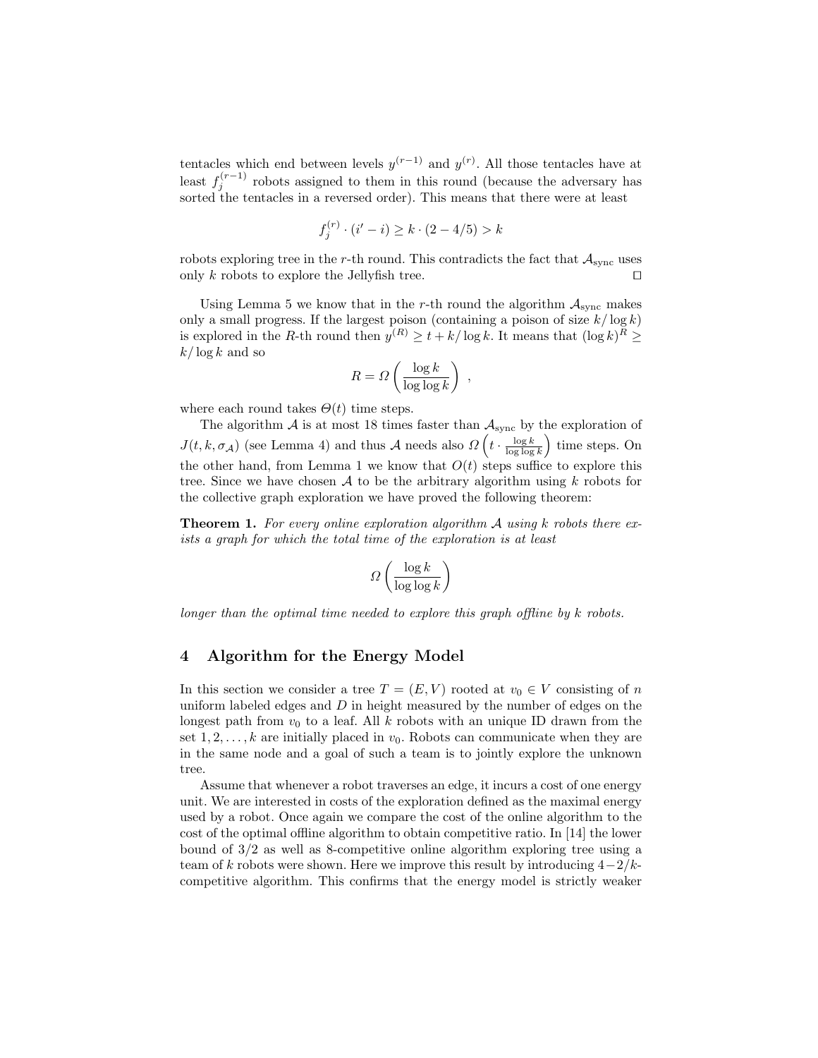tentacles which end between levels $y^{(r-1)}$ and $y^{(r)}$. All those tentacles have at least $f_j^{(r-1)}$ robots assigned to them in this round (because the adversary has sorted the tentacles in a reversed order). This means that there were at least

$$f_j^{(r)} \cdot (i' - i) \geq k \cdot (2 - 4/5) > k$$

robots exploring tree in the $r$-th round. This contradicts the fact that $\mathcal{A}_{\text{sync}}$ uses only $k$ robots to explore the Jellyfish tree. □

Using Lemma 5 we know that in the $r$-th round the algorithm $\mathcal{A}_{\text{sync}}$ makes only a small progress. If the largest poison (containing a poison of size $k/\log k$) is explored in the $R$-th round then $y^{(R)} \geq t + k/\log k$. It means that $(\log k)^R \geq k/\log k$ and so

$$R = \Omega\left(\frac{\log k}{\log \log k}\right) ,$$

where each round takes $\Theta(t)$ time steps.

The algorithm $\mathcal{A}$ is at most 18 times faster than $\mathcal{A}_{\text{sync}}$ by the exploration of $J(t, k, \sigma_{\mathcal{A}})$ (see Lemma 4) and thus $\mathcal{A}$ needs also $\Omega\left(t \cdot \frac{\log k}{\log \log k}\right)$ time steps. On the other hand, from Lemma 1 we know that $O(t)$ steps suffice to explore this tree. Since we have chosen $\mathcal{A}$ to be the arbitrary algorithm using $k$ robots for the collective graph exploration we have proved the following theorem:

**Theorem 1.** *For every online exploration algorithm $\mathcal{A}$ using $k$ robots there exists a graph for which the total time of the exploration is at least*

$$\Omega\left(\frac{\log k}{\log \log k}\right)$$

*longer than the optimal time needed to explore this graph offline by $k$ robots.*

## 4 Algorithm for the Energy Model

In this section we consider a tree $T = (E, V)$ rooted at $v_0 \in V$ consisting of $n$ uniform labeled edges and $D$ in height measured by the number of edges on the longest path from $v_0$ to a leaf. All $k$ robots with an unique ID drawn from the set $1, 2, \ldots, k$ are initially placed in $v_0$. Robots can communicate when they are in the same node and a goal of such a team is to jointly explore the unknown tree.

Assume that whenever a robot traverses an edge, it incurs a cost of one energy unit. We are interested in costs of the exploration defined as the maximal energy used by a robot. Once again we compare the cost of the online algorithm to the cost of the optimal offline algorithm to obtain competitive ratio. In [14] the lower bound of $3/2$ as well as 8-competitive online algorithm exploring tree using a team of $k$ robots were shown. Here we improve this result by introducing $4 - 2/k$-competitive algorithm. This confirms that the energy model is strictly weaker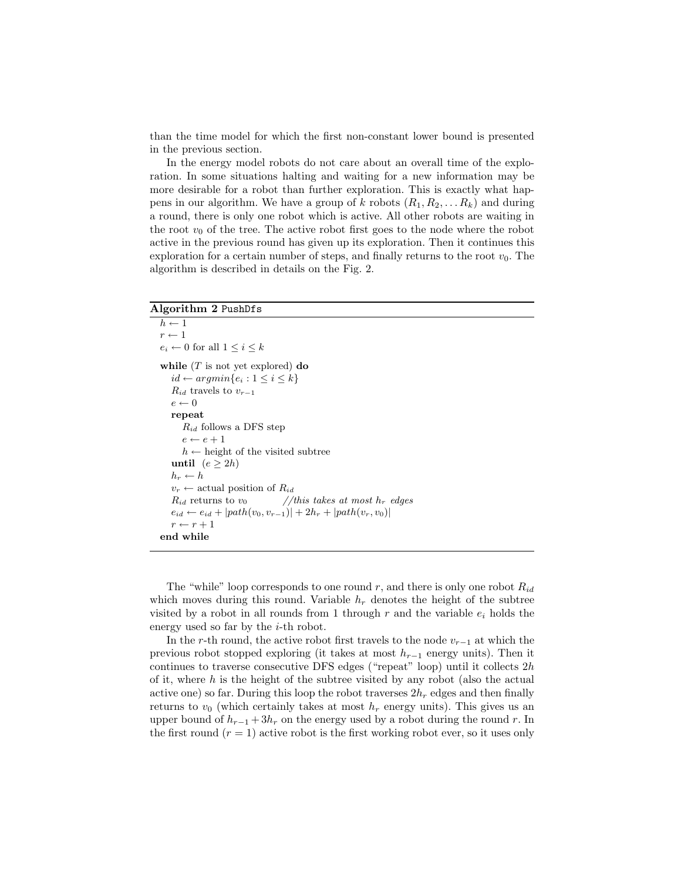than the time model for which the first non-constant lower bound is presented in the previous section.

In the energy model robots do not care about an overall time of the exploration. In some situations halting and waiting for a new information may be more desirable for a robot than further exploration. This is exactly what happens in our algorithm. We have a group of $k$ robots $(R_1, R_2, \ldots R_k)$ and during a round, there is only one robot which is active. All other robots are waiting in the root $v_0$ of the tree. The active robot first goes to the node where the robot active in the previous round has given up its exploration. Then it continues this exploration for a certain number of steps, and finally returns to the root $v_0$. The algorithm is described in details on the Fig. 2.

**Algorithm 2** `PushDfs`

```
h ← 1
r ← 1
e_i ← 0 for all 1 ≤ i ≤ k

while (T is not yet explored) do
   id ← argmin{e_i : 1 ≤ i ≤ k}
   R_id travels to v_{r-1}
   e ← 0
   repeat
      R_id follows a DFS step
      e ← e + 1
      h ← height of the visited subtree
   until (e ≥ 2h)
   h_r ← h
   v_r ← actual position of R_id
   R_id returns to v_0          //this takes at most h_r edges
   e_id ← e_id + |path(v_0, v_{r-1})| + 2h_r + |path(v_r, v_0)|
   r ← r + 1
end while
```

The "while" loop corresponds to one round $r$, and there is only one robot $R_{id}$ which moves during this round. Variable $h_r$ denotes the height of the subtree visited by a robot in all rounds from 1 through $r$ and the variable $e_i$ holds the energy used so far by the $i$-th robot.

In the $r$-th round, the active robot first travels to the node $v_{r-1}$ at which the previous robot stopped exploring (it takes at most $h_{r-1}$ energy units). Then it continues to traverse consecutive DFS edges ("repeat" loop) until it collects $2h$ of it, where $h$ is the height of the subtree visited by any robot (also the actual active one) so far. During this loop the robot traverses $2h_r$ edges and then finally returns to $v_0$ (which certainly takes at most $h_r$ energy units). This gives us an upper bound of $h_{r-1} + 3h_r$ on the energy used by a robot during the round $r$. In the first round ($r = 1$) active robot is the first working robot ever, so it uses only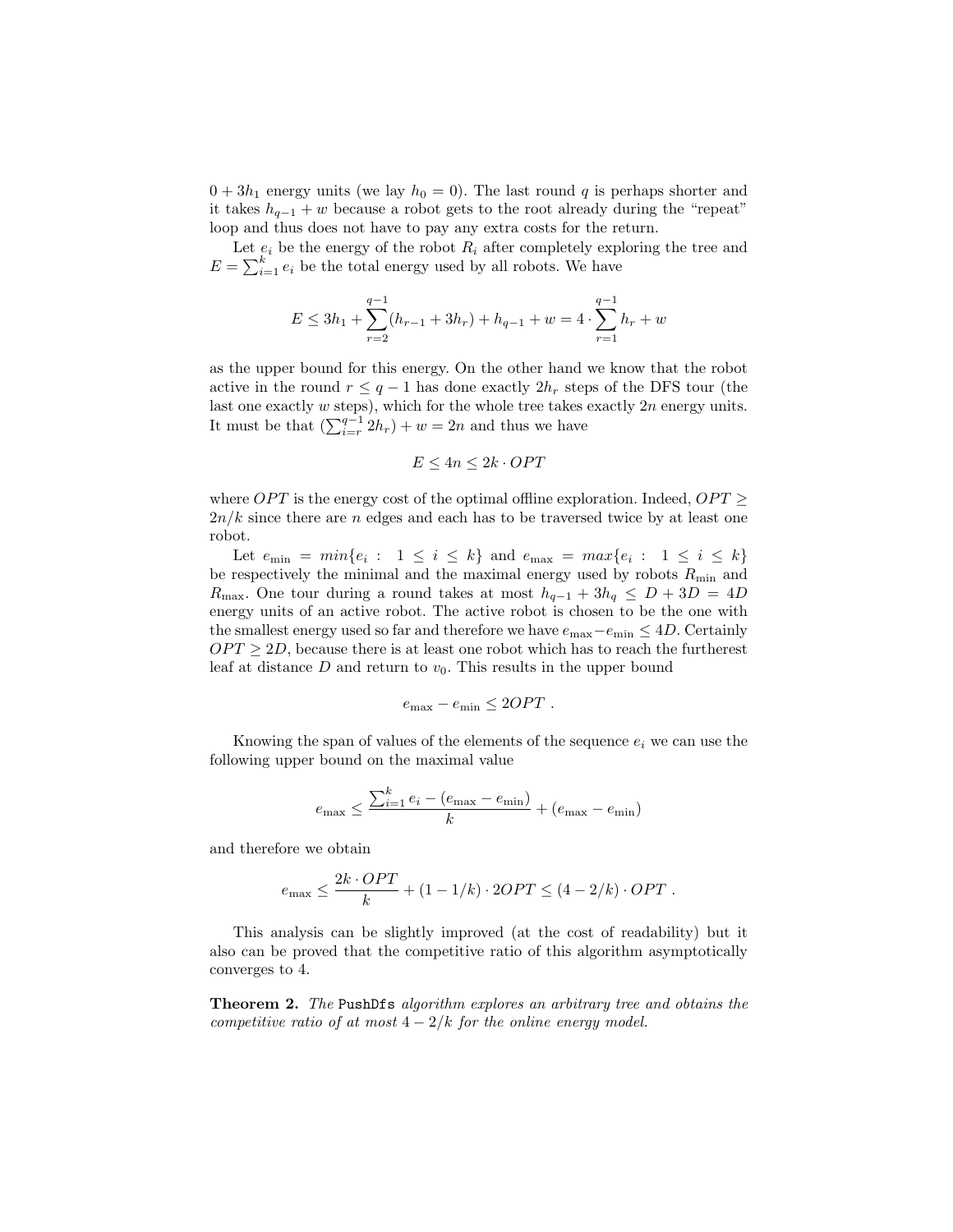$0 + 3h_1$ energy units (we lay $h_0 = 0$). The last round $q$ is perhaps shorter and it takes $h_{q-1} + w$ because a robot gets to the root already during the "repeat" loop and thus does not have to pay any extra costs for the return.

Let $e_i$ be the energy of the robot $R_i$ after completely exploring the tree and $E = \sum_{i=1}^{k} e_i$ be the total energy used by all robots. We have

$$E \leq 3h_1 + \sum_{r=2}^{q-1}(h_{r-1} + 3h_r) + h_{q-1} + w = 4 \cdot \sum_{r=1}^{q-1} h_r + w$$

as the upper bound for this energy. On the other hand we know that the robot active in the round $r \leq q-1$ has done exactly $2h_r$ steps of the DFS tour (the last one exactly $w$ steps), which for the whole tree takes exactly $2n$ energy units. It must be that $(\sum_{i=r}^{q-1} 2h_r) + w = 2n$ and thus we have

$$E \leq 4n \leq 2k \cdot OPT$$

where $OPT$ is the energy cost of the optimal offline exploration. Indeed, $OPT \geq 2n/k$ since there are $n$ edges and each has to be traversed twice by at least one robot.

Let $e_{\min} = min\{e_i : \ 1 \leq i \leq k\}$ and $e_{\max} = max\{e_i : \ 1 \leq i \leq k\}$ be respectively the minimal and the maximal energy used by robots $R_{\min}$ and $R_{\max}$. One tour during a round takes at most $h_{q-1} + 3h_q \leq D + 3D = 4D$ energy units of an active robot. The active robot is chosen to be the one with the smallest energy used so far and therefore we have $e_{\max} - e_{\min} \leq 4D$. Certainly $OPT \geq 2D$, because there is at least one robot which has to reach the furtherest leaf at distance $D$ and return to $v_0$. This results in the upper bound

$$e_{\max} - e_{\min} \leq 2OPT \ .$$

Knowing the span of values of the elements of the sequence $e_i$ we can use the following upper bound on the maximal value

$$e_{\max} \leq \frac{\sum_{i=1}^{k} e_i - (e_{\max} - e_{\min})}{k} + (e_{\max} - e_{\min})$$

and therefore we obtain

$$e_{\max} \leq \frac{2k \cdot OPT}{k} + (1 - 1/k) \cdot 2OPT \leq (4 - 2/k) \cdot OPT \ .$$

This analysis can be slightly improved (at the cost of readability) but it also can be proved that the competitive ratio of this algorithm asymptotically converges to 4.

**Theorem 2.** *The* PushDfs *algorithm explores an arbitrary tree and obtains the competitive ratio of at most $4 - 2/k$ for the online energy model.*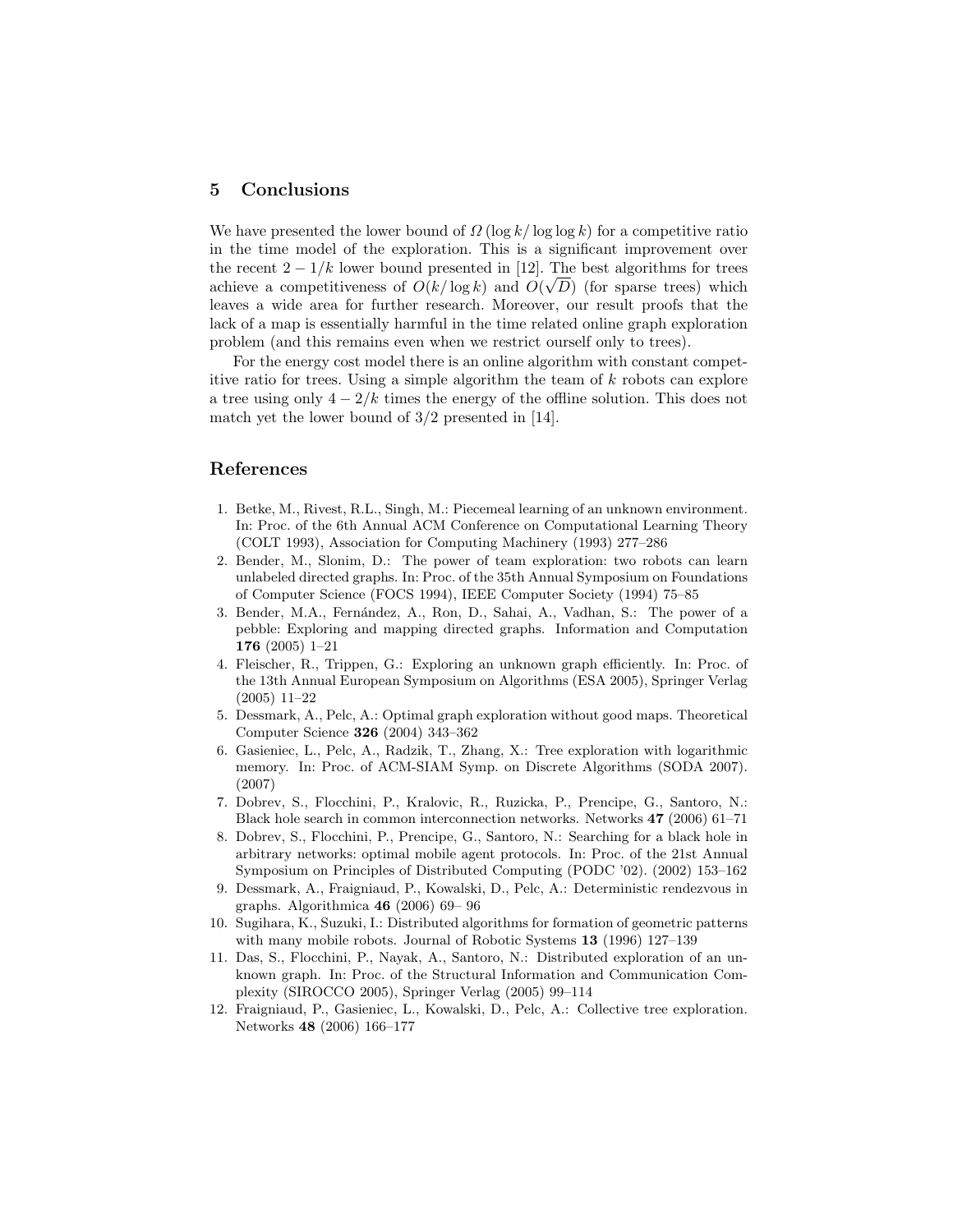## 5 Conclusions

We have presented the lower bound of $\Omega\left(\log k/\log\log k\right)$ for a competitive ratio in the time model of the exploration. This is a significant improvement over the recent $2-1/k$ lower bound presented in [12]. The best algorithms for trees achieve a competitiveness of $O(k/\log k)$ and $O(\sqrt{D})$ (for sparse trees) which leaves a wide area for further research. Moreover, our result proofs that the lack of a map is essentially harmful in the time related online graph exploration problem (and this remains even when we restrict ourself only to trees).

For the energy cost model there is an online algorithm with constant competitive ratio for trees. Using a simple algorithm the team of $k$ robots can explore a tree using only $4-2/k$ times the energy of the offline solution. This does not match yet the lower bound of $3/2$ presented in [14].

## References

1. Betke, M., Rivest, R.L., Singh, M.: Piecemeal learning of an unknown environment. In: Proc. of the 6th Annual ACM Conference on Computational Learning Theory (COLT 1993), Association for Computing Machinery (1993) 277–286
2. Bender, M., Slonim, D.: The power of team exploration: two robots can learn unlabeled directed graphs. In: Proc. of the 35th Annual Symposium on Foundations of Computer Science (FOCS 1994), IEEE Computer Society (1994) 75–85
3. Bender, M.A., Fernández, A., Ron, D., Sahai, A., Vadhan, S.: The power of a pebble: Exploring and mapping directed graphs. Information and Computation **176** (2005) 1–21
4. Fleischer, R., Trippen, G.: Exploring an unknown graph efficiently. In: Proc. of the 13th Annual European Symposium on Algorithms (ESA 2005), Springer Verlag (2005) 11–22
5. Dessmark, A., Pelc, A.: Optimal graph exploration without good maps. Theoretical Computer Science **326** (2004) 343–362
6. Gasieniec, L., Pelc, A., Radzik, T., Zhang, X.: Tree exploration with logarithmic memory. In: Proc. of ACM-SIAM Symp. on Discrete Algorithms (SODA 2007). (2007)
7. Dobrev, S., Flocchini, P., Kralovic, R., Ruzicka, P., Prencipe, G., Santoro, N.: Black hole search in common interconnection networks. Networks **47** (2006) 61–71
8. Dobrev, S., Flocchini, P., Prencipe, G., Santoro, N.: Searching for a black hole in arbitrary networks: optimal mobile agent protocols. In: Proc. of the 21st Annual Symposium on Principles of Distributed Computing (PODC '02). (2002) 153–162
9. Dessmark, A., Fraigniaud, P., Kowalski, D., Pelc, A.: Deterministic rendezvous in graphs. Algorithmica **46** (2006) 69– 96
10. Sugihara, K., Suzuki, I.: Distributed algorithms for formation of geometric patterns with many mobile robots. Journal of Robotic Systems **13** (1996) 127–139
11. Das, S., Flocchini, P., Nayak, A., Santoro, N.: Distributed exploration of an unknown graph. In: Proc. of the Structural Information and Communication Complexity (SIROCCO 2005), Springer Verlag (2005) 99–114
12. Fraigniaud, P., Gasieniec, L., Kowalski, D., Pelc, A.: Collective tree exploration. Networks **48** (2006) 166–177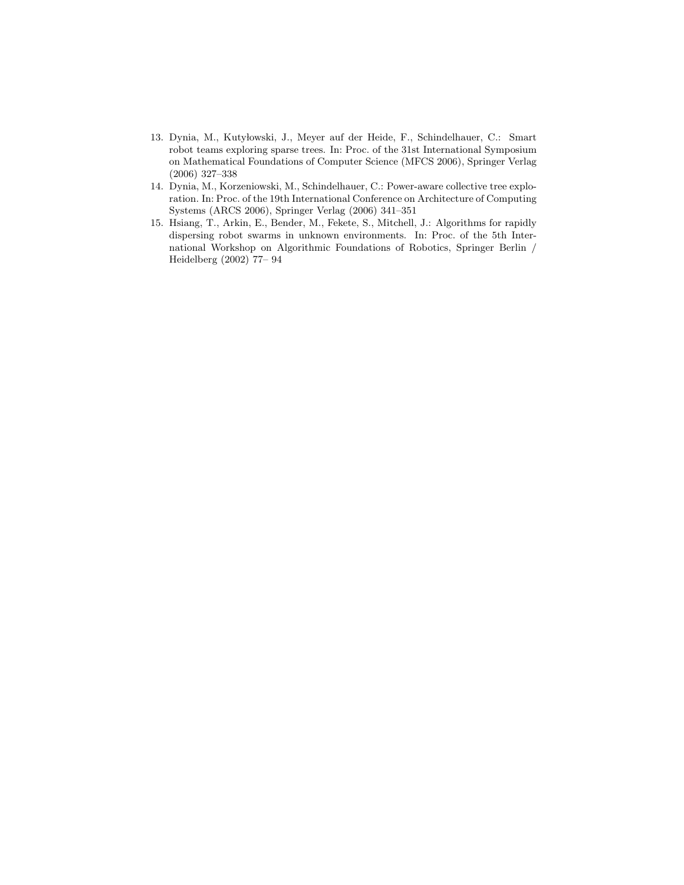13. Dynia, M., Kutyłowski, J., Meyer auf der Heide, F., Schindelhauer, C.: Smart robot teams exploring sparse trees. In: Proc. of the 31st International Symposium on Mathematical Foundations of Computer Science (MFCS 2006), Springer Verlag (2006) 327–338
14. Dynia, M., Korzeniowski, M., Schindelhauer, C.: Power-aware collective tree exploration. In: Proc. of the 19th International Conference on Architecture of Computing Systems (ARCS 2006), Springer Verlag (2006) 341–351
15. Hsiang, T., Arkin, E., Bender, M., Fekete, S., Mitchell, J.: Algorithms for rapidly dispersing robot swarms in unknown environments. In: Proc. of the 5th International Workshop on Algorithmic Foundations of Robotics, Springer Berlin / Heidelberg (2002) 77– 94